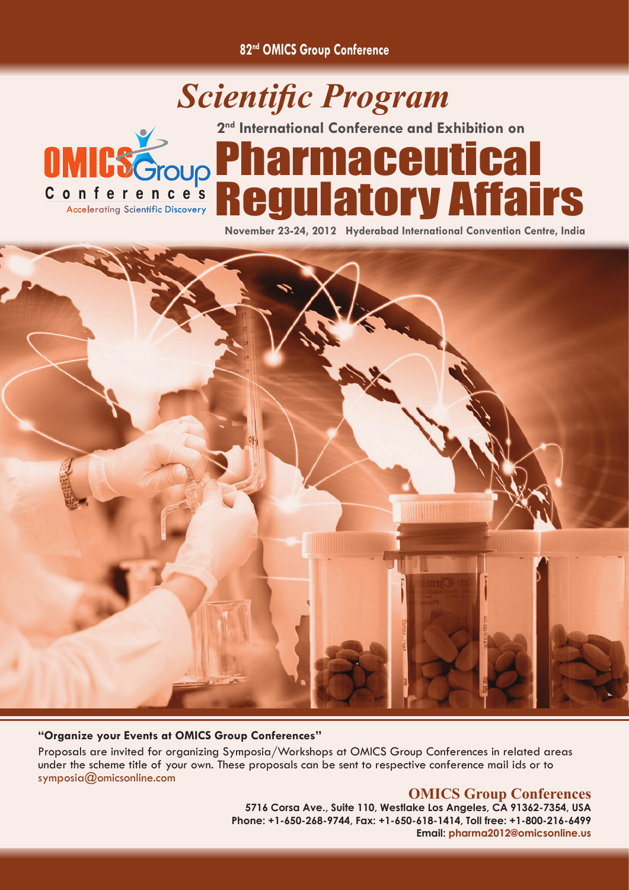82[nd] OMICS Group Conference

# *Scientific Program*

OMICS Group Conferences
Accelerating Scientific Discovery

2[nd] International Conference and Exhibition on

# Pharmaceutical Regulatory Affairs

November 23-24, 2012 Hyderabad International Convention Centre, India

**"Organize your Events at OMICS Group Conferences"**

Proposals are invited for organizing Symposia/Workshops at OMICS Group Conferences in related areas under the scheme title of your own. These proposals can be sent to respective conference mail ids or to symposia@omicsonline.com

**OMICS Group Conferences**

**5716 Corsa Ave., Suite 110, Westlake Los Angeles, CA 91362-7354, USA**
**Phone: +1-650-268-9744, Fax: +1-650-618-1414, Toll free: +1-800-216-6499**
**Email: pharma2012@omicsonline.us**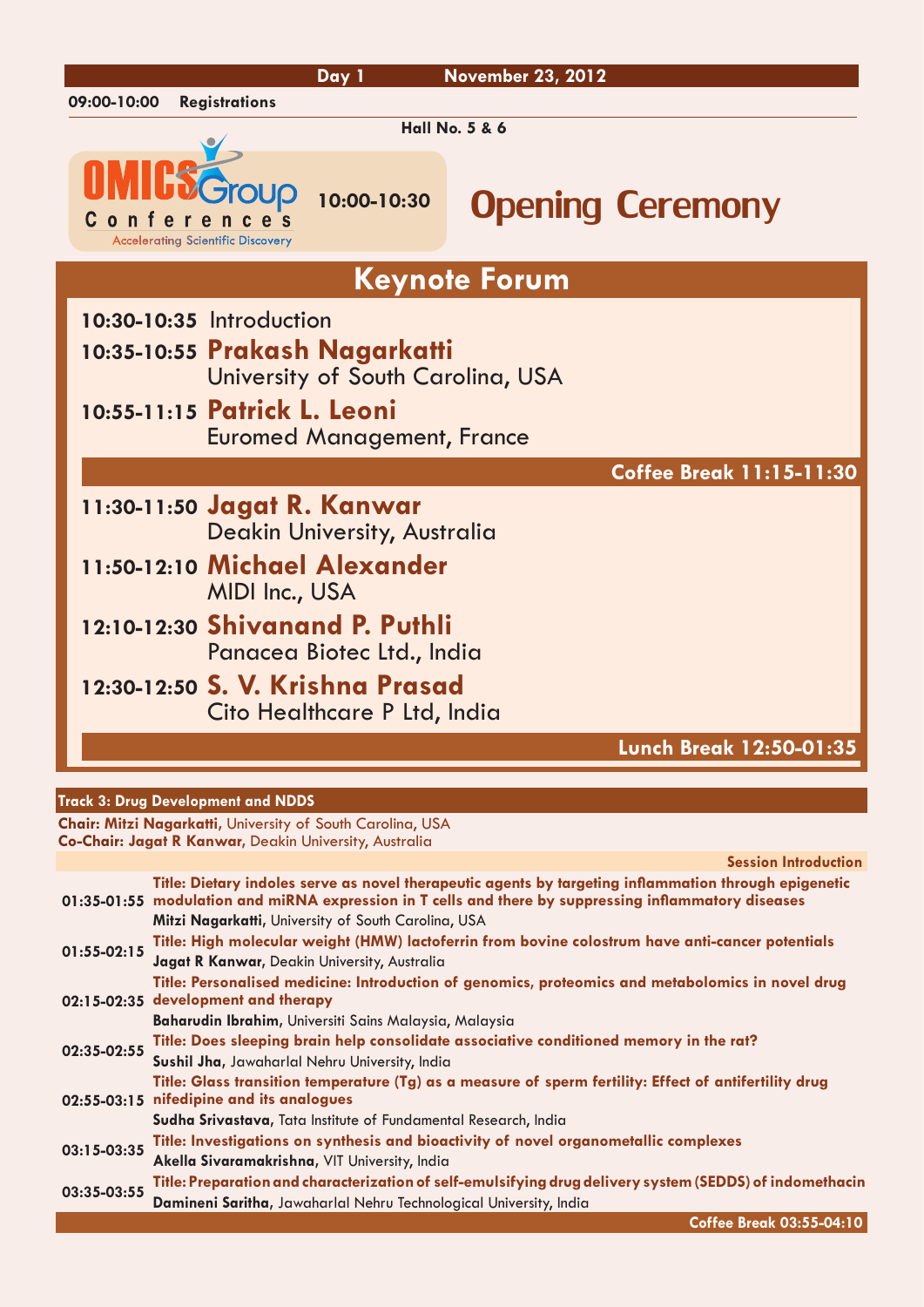**Day 1 November 23, 2012**

**09:00-10:00 Registrations**

**Hall No. 5 & 6**

OMICS Group Conferences
Accelerating Scientific Discovery

**10:00-10:30** 

# Opening Ceremony

## Keynote Forum

**10:30-10:35** Introduction

**10:35-10:55** **Prakash Nagarkatti**
University of South Carolina, USA

**10:55-11:15** **Patrick L. Leoni**
Euromed Management, France

**Coffee Break 11:15-11:30**

**11:30-11:50** **Jagat R. Kanwar**
Deakin University, Australia

**11:50-12:10** **Michael Alexander**
MIDI Inc., USA

**12:10-12:30** **Shivanand P. Puthli**
Panacea Biotec Ltd., India

**12:30-12:50** **S. V. Krishna Prasad**
Cito Healthcare P Ltd, India

**Lunch Break 12:50-01:35**

### Track 3: Drug Development and NDDS

**Chair: Mitzi Nagarkatti**, University of South Carolina, USA
**Co-Chair: Jagat R Kanwar**, Deakin University, Australia

**Session Introduction**

**01:35-01:55** **Title: Dietary indoles serve as novel therapeutic agents by targeting inflammation through epigenetic modulation and miRNA expression in T cells and there by suppressing inflammatory diseases**
**Mitzi Nagarkatti**, University of South Carolina, USA

**01:55-02:15** **Title: High molecular weight (HMW) lactoferrin from bovine colostrum have anti-cancer potentials**
**Jagat R Kanwar**, Deakin University, Australia

**02:15-02:35** **Title: Personalised medicine: Introduction of genomics, proteomics and metabolomics in novel drug development and therapy**
**Baharudin Ibrahim**, Universiti Sains Malaysia, Malaysia

**02:35-02:55** **Title: Does sleeping brain help consolidate associative conditioned memory in the rat?**
**Sushil Jha**, Jawaharlal Nehru University, India

**02:55-03:15** **Title: Glass transition temperature (Tg) as a measure of sperm fertility: Effect of antifertility drug nifedipine and its analogues**
**Sudha Srivastava**, Tata Institute of Fundamental Research, India

**03:15-03:35** **Title: Investigations on synthesis and bioactivity of novel organometallic complexes**
**Akella Sivaramakrishna**, VIT University, India

**03:35-03:55** **Title: Preparation and characterization of self-emulsifying drug delivery system (SEDDS) of indomethacin**
**Damineni Saritha**, Jawaharlal Nehru Technological University, India

**Coffee Break 03:55-04:10**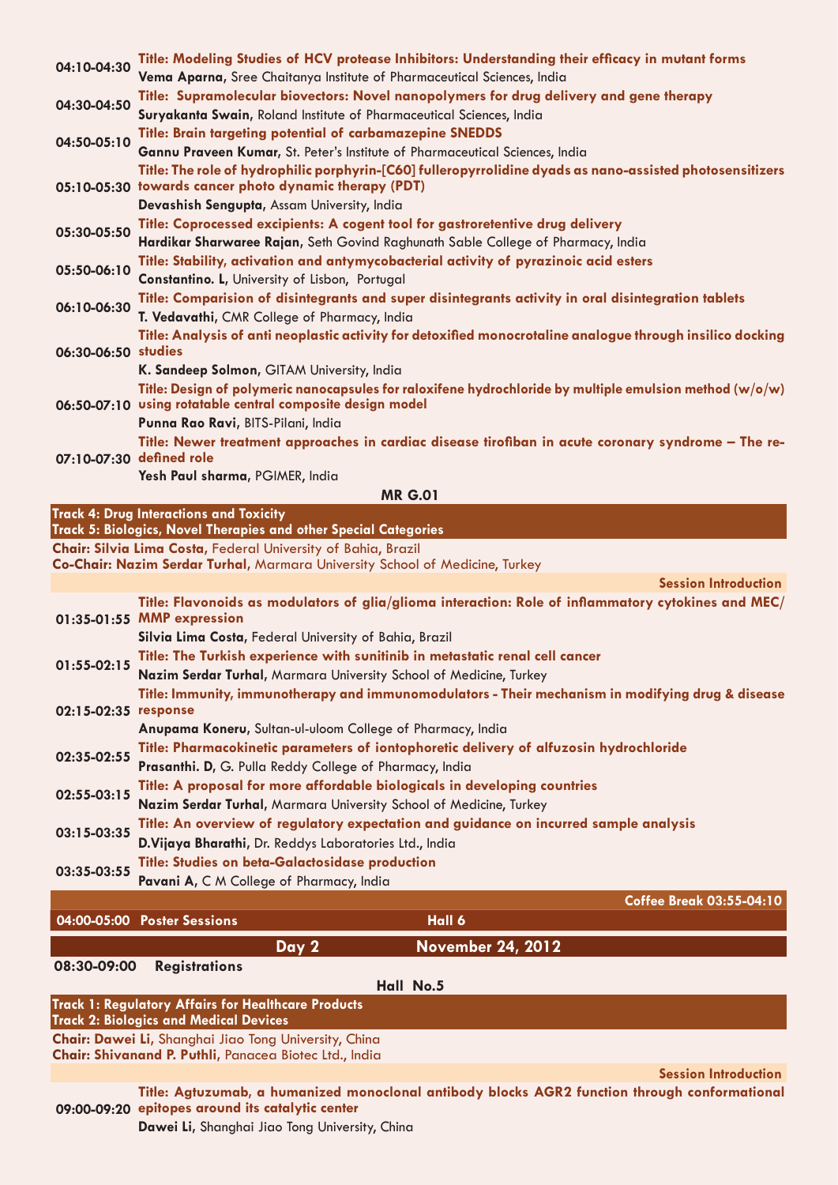**04:10-04:30** **Title: Modeling Studies of HCV protease Inhibitors: Understanding their efficacy in mutant forms**
**Vema Aparna**, Sree Chaitanya Institute of Pharmaceutical Sciences, India

**04:30-04:50** **Title: Supramolecular biovectors: Novel nanopolymers for drug delivery and gene therapy**
**Suryakanta Swain**, Roland Institute of Pharmaceutical Sciences, India

**04:50-05:10** **Title: Brain targeting potential of carbamazepine SNEDDS**
**Gannu Praveen Kumar**, St. Peter's Institute of Pharmaceutical Sciences, India

**05:10-05:30** **Title: The role of hydrophilic porphyrin-[C60] fulleropyrrolidine dyads as nano-assisted photosensitizers towards cancer photo dynamic therapy (PDT)**
**Devashish Sengupta**, Assam University, India

**05:30-05:50** **Title: Coprocessed excipients: A cogent tool for gastroretentive drug delivery**
**Hardikar Sharwaree Rajan**, Seth Govind Raghunath Sable College of Pharmacy, India

**05:50-06:10** **Title: Stability, activation and antymycobacterial activity of pyrazinoic acid esters**
**Constantino. L**, University of Lisbon, Portugal

**06:10-06:30** **Title: Comparision of disintegrants and super disintegrants activity in oral disintegration tablets**
**T. Vedavathi**, CMR College of Pharmacy, India

**06:30-06:50** **Title: Analysis of anti neoplastic activity for detoxified monocrotaline analogue through insilico docking studies**
**K. Sandeep Solmon**, GITAM University, India

**06:50-07:10** **Title: Design of polymeric nanocapsules for raloxifene hydrochloride by multiple emulsion method (w/o/w) using rotatable central composite design model**
**Punna Rao Ravi**, BITS-Pilani, India

**07:10-07:30** **Title: Newer treatment approaches in cardiac disease tirofiban in acute coronary syndrome – The re-defined role**
**Yesh Paul sharma**, PGIMER, India

**MR G.01**

**Track 4: Drug Interactions and Toxicity**
**Track 5: Biologics, Novel Therapies and other Special Categories**

**Chair: Silvia Lima Costa**, Federal University of Bahia, Brazil
**Co-Chair: Nazim Serdar Turhal**, Marmara University School of Medicine, Turkey

**Session Introduction**

**01:35-01:55** **Title: Flavonoids as modulators of glia/glioma interaction: Role of inflammatory cytokines and MEC/MMP expression**
**Silvia Lima Costa**, Federal University of Bahia, Brazil

**01:55-02:15** **Title: The Turkish experience with sunitinib in metastatic renal cell cancer**
**Nazim Serdar Turhal**, Marmara University School of Medicine, Turkey

**02:15-02:35** **Title: Immunity, immunotherapy and immunomodulators - Their mechanism in modifying drug & disease response**
**Anupama Koneru**, Sultan-ul-uloom College of Pharmacy, India

**02:35-02:55** **Title: Pharmacokinetic parameters of iontophoretic delivery of alfuzosin hydrochloride**
**Prasanthi. D**, G. Pulla Reddy College of Pharmacy, India

**02:55-03:15** **Title: A proposal for more affordable biologicals in developing countries**
**Nazim Serdar Turhal**, Marmara University School of Medicine, Turkey

**03:15-03:35** **Title: An overview of regulatory expectation and guidance on incurred sample analysis**
**D.Vijaya Bharathi**, Dr. Reddys Laboratories Ltd., India

**03:35-03:55** **Title: Studies on beta-Galactosidase production**
**Pavani A**, C M College of Pharmacy, India

**Coffee Break 03:55-04:10**

**04:00-05:00 Poster Sessions** **Hall 6**

## Day 2 November 24, 2012

**08:30-09:00 Registrations**

**Hall No.5**

**Track 1: Regulatory Affairs for Healthcare Products**
**Track 2: Biologics and Medical Devices**

**Chair: Dawei Li**, Shanghai Jiao Tong University, China
**Chair: Shivanand P. Puthli**, Panacea Biotec Ltd., India

**Session Introduction**

**09:00-09:20** **Title: Agtuzumab, a humanized monoclonal antibody blocks AGR2 function through conformational epitopes around its catalytic center**
**Dawei Li**, Shanghai Jiao Tong University, China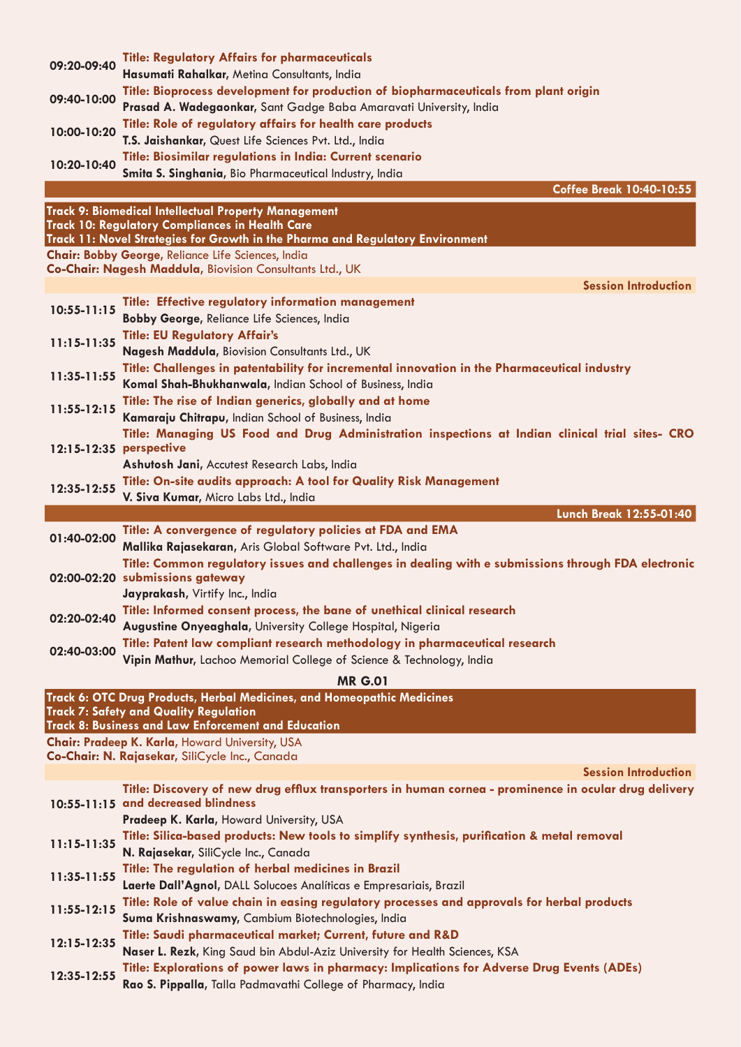**09:20-09:40** **Title: Regulatory Affairs for pharmaceuticals**
**Hasumati Rahalkar**, Metina Consultants, India

**09:40-10:00** **Title: Bioprocess development for production of biopharmaceuticals from plant origin**
**Prasad A. Wadegaonkar**, Sant Gadge Baba Amaravati University, India

**10:00-10:20** **Title: Role of regulatory affairs for health care products**
**T.S. Jaishankar**, Quest Life Sciences Pvt. Ltd., India

**10:20-10:40** **Title: Biosimilar regulations in India: Current scenario**
**Smita S. Singhania**, Bio Pharmaceutical Industry, India

**Coffee Break 10:40-10:55**

**Track 9: Biomedical Intellectual Property Management**
**Track 10: Regulatory Compliances in Health Care**
**Track 11: Novel Strategies for Growth in the Pharma and Regulatory Environment**

**Chair: Bobby George**, Reliance Life Sciences, India
**Co-Chair: Nagesh Maddula**, Biovision Consultants Ltd., UK

**Session Introduction**

**10:55-11:15** **Title: Effective regulatory information management**
**Bobby George**, Reliance Life Sciences, India

**11:15-11:35** **Title: EU Regulatory Affair's**
**Nagesh Maddula**, Biovision Consultants Ltd., UK

**11:35-11:55** **Title: Challenges in patentability for incremental innovation in the Pharmaceutical industry**
**Komal Shah-Bhukhanwala**, Indian School of Business, India

**11:55-12:15** **Title: The rise of Indian generics, globally and at home**
**Kamaraju Chitrapu**, Indian School of Business, India

**12:15-12:35** **Title: Managing US Food and Drug Administration inspections at Indian clinical trial sites- CRO perspective**
**Ashutosh Jani**, Accutest Research Labs, India

**12:35-12:55** **Title: On-site audits approach: A tool for Quality Risk Management**
**V. Siva Kumar**, Micro Labs Ltd., India

**Lunch Break 12:55-01:40**

**01:40-02:00** **Title: A convergence of regulatory policies at FDA and EMA**
**Mallika Rajasekaran**, Aris Global Software Pvt. Ltd., India

**02:00-02:20** **Title: Common regulatory issues and challenges in dealing with e submissions through FDA electronic submissions gateway**
**Jayprakash**, Virtify Inc., India

**02:20-02:40** **Title: Informed consent process, the bane of unethical clinical research**
**Augustine Onyeaghala**, University College Hospital, Nigeria

**02:40-03:00** **Title: Patent law compliant research methodology in pharmaceutical research**
**Vipin Mathur**, Lachoo Memorial College of Science & Technology, India

## MR G.01

**Track 6: OTC Drug Products, Herbal Medicines, and Homeopathic Medicines**
**Track 7: Safety and Quality Regulation**
**Track 8: Business and Law Enforcement and Education**

**Chair: Pradeep K. Karla**, Howard University, USA
**Co-Chair: N. Rajasekar**, SiliCycle Inc., Canada

**Session Introduction**

**10:55-11:15** **Title: Discovery of new drug efflux transporters in human cornea - prominence in ocular drug delivery and decreased blindness**
**Pradeep K. Karla**, Howard University, USA

**11:15-11:35** **Title: Silica-based products: New tools to simplify synthesis, purification & metal removal**
**N. Rajasekar**, SiliCycle Inc., Canada

**11:35-11:55** **Title: The regulation of herbal medicines in Brazil**
**Laerte Dall'Agnol**, DALL Solucoes Analíticas e Empresariais, Brazil

**11:55-12:15** **Title: Role of value chain in easing regulatory processes and approvals for herbal products**
**Suma Krishnaswamy**, Cambium Biotechnologies, India

**12:15-12:35** **Title: Saudi pharmaceutical market; Current, future and R&D**
**Naser L. Rezk**, King Saud bin Abdul-Aziz University for Health Sciences, KSA

**12:35-12:55** **Title: Explorations of power laws in pharmacy: Implications for Adverse Drug Events (ADEs)**
**Rao S. Pippalla**, Talla Padmavathi College of Pharmacy, India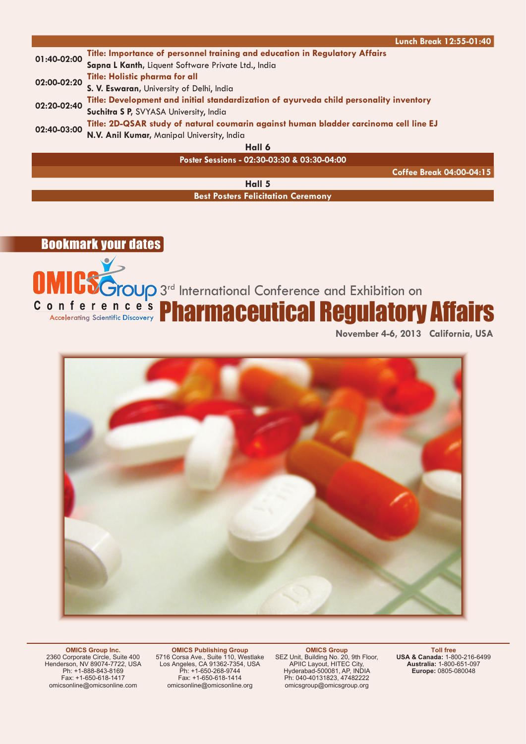| | |
|---|---|
| | **Lunch Break 12:55-01:40** |
| 01:40-02:00 | **Title: Importance of personnel training and education in Regulatory Affairs**<br>**Sapna L Kanth**, Liquent Software Private Ltd., India |
| 02:00-02:20 | **Title: Holistic pharma for all**<br>**S. V. Eswaran**, University of Delhi, India |
| 02:20-02:40 | **Title: Development and initial standardization of ayurveda child personality inventory**<br>**Suchitra S P**, SVYASA University, India |
| 02:40-03:00 | **Title: 2D-QSAR study of natural coumarin against human bladder carcinoma cell line EJ**<br>**N.V. Anil Kumar**, Manipal University, India |

**Hall 6**

**Poster Sessions - 02:30-03:30 & 03:30-04:00**

**Coffee Break 04:00-04:15**

**Hall 5**

**Best Posters Felicitation Ceremony**

## Bookmark your dates

OMICS Group Conferences
Accelerating Scientific Discovery

3rd International Conference and Exhibition on

# Pharmaceutical Regulatory Affairs

**November 4-6, 2013 California, USA**

**OMICS Group Inc.**
2360 Corporate Circle, Suite 400
Henderson, NV 89074-7722, USA
Ph: +1-888-843-8169
Fax: +1-650-618-1417
omicsonline@omicsonline.com

**OMICS Publishing Group**
5716 Corsa Ave., Suite 110, Westlake
Los Angeles, CA 91362-7354, USA
Ph: +1-650-268-9744
Fax: +1-650-618-1414
omicsonline@omicsonline.org

**OMICS Group**
SEZ Unit, Building No. 20, 9th Floor,
APIIC Layout, HITEC City,
Hyderabad-500081, AP, INDIA
Ph: 040-40131823, 47482222
omicsgroup@omicsgroup.org

**Toll free**
**USA & Canada:** 1-800-216-6499
**Australia:** 1-800-651-097
**Europe:** 0805-080048